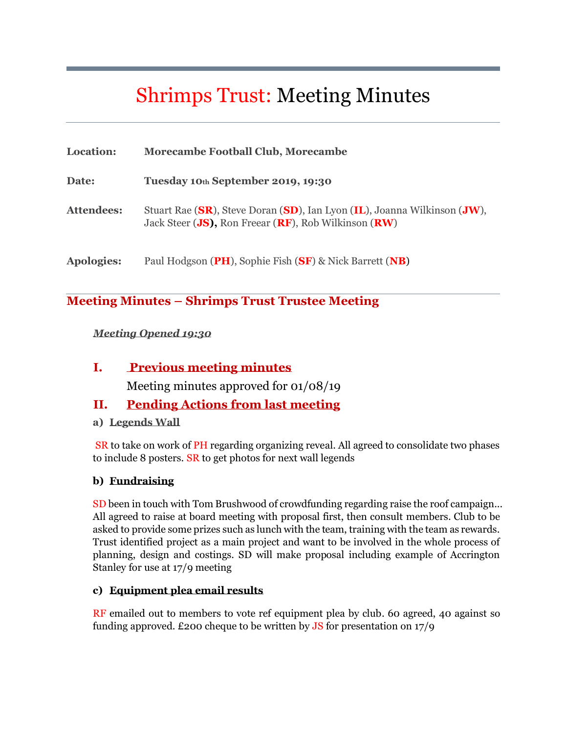# Shrimps Trust: Meeting Minutes

**Location:** **Morecambe Football Club, Morecambe**

**Date:** **Tuesday 10th September 2019, 19:30**

**Attendees:** Stuart Rae (**SR**), Steve Doran (**SD**), Ian Lyon (**IL**), Joanna Wilkinson (**JW**), Jack Steer (**JS**), Ron Freear (**RF**), Rob Wilkinson (**RW**)

**Apologies:** Paul Hodgson (**PH**), Sophie Fish (**SF**) & Nick Barrett (**NB**)

## Meeting Minutes – Shrimps Trust Trustee Meeting

***Meeting Opened 19:30***

### I. Previous meeting minutes

Meeting minutes approved for 01/08/19

### II. Pending Actions from last meeting

#### a) Legends Wall

SR to take on work of PH regarding organizing reveal. All agreed to consolidate two phases to include 8 posters. SR to get photos for next wall legends

#### b) Fundraising

SD been in touch with Tom Brushwood of crowdfunding regarding raise the roof campaign... All agreed to raise at board meeting with proposal first, then consult members. Club to be asked to provide some prizes such as lunch with the team, training with the team as rewards. Trust identified project as a main project and want to be involved in the whole process of planning, design and costings. SD will make proposal including example of Accrington Stanley for use at 17/9 meeting

#### c) Equipment plea email results

RF emailed out to members to vote ref equipment plea by club. 60 agreed, 40 against so funding approved. £200 cheque to be written by JS for presentation on 17/9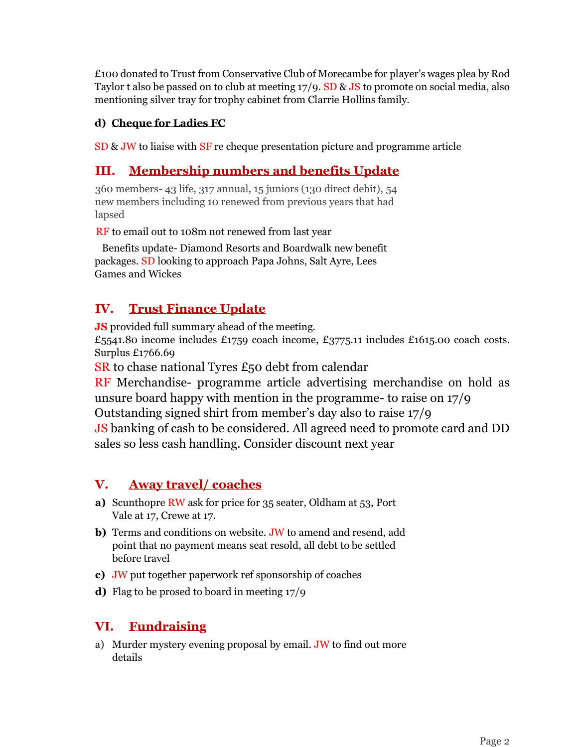£100 donated to Trust from Conservative Club of Morecambe for player's wages plea by Rod Taylor t also be passed on to club at meeting 17/9. SD & JS to promote on social media, also mentioning silver tray for trophy cabinet from Clarrie Hollins family.

**d) Cheque for Ladies FC**

SD & JW to liaise with SF re cheque presentation picture and programme article

## III. Membership numbers and benefits Update

360 members- 43 life, 317 annual, 15 juniors (130 direct debit), 54 new members including 10 renewed from previous years that had lapsed

RF to email out to 108m not renewed from last year

Benefits update- Diamond Resorts and Boardwalk new benefit packages. SD looking to approach Papa Johns, Salt Ayre, Lees Games and Wickes

## IV. Trust Finance Update

**JS** provided full summary ahead of the meeting.
£5541.80 income includes £1759 coach income, £3775.11 includes £1615.00 coach costs. Surplus £1766.69

SR to chase national Tyres £50 debt from calendar

RF Merchandise- programme article advertising merchandise on hold as unsure board happy with mention in the programme- to raise on 17/9
Outstanding signed shirt from member's day also to raise 17/9

JS banking of cash to be considered. All agreed need to promote card and DD sales so less cash handling. Consider discount next year

## V. Away travel/ coaches

**a)** Scunthopre RW ask for price for 35 seater, Oldham at 53, Port Vale at 17, Crewe at 17.

**b)** Terms and conditions on website. JW to amend and resend, add point that no payment means seat resold, all debt to be settled before travel

**c)** JW put together paperwork ref sponsorship of coaches

**d)** Flag to be prosed to board in meeting 17/9

## VI. Fundraising

a) Murder mystery evening proposal by email. JW to find out more details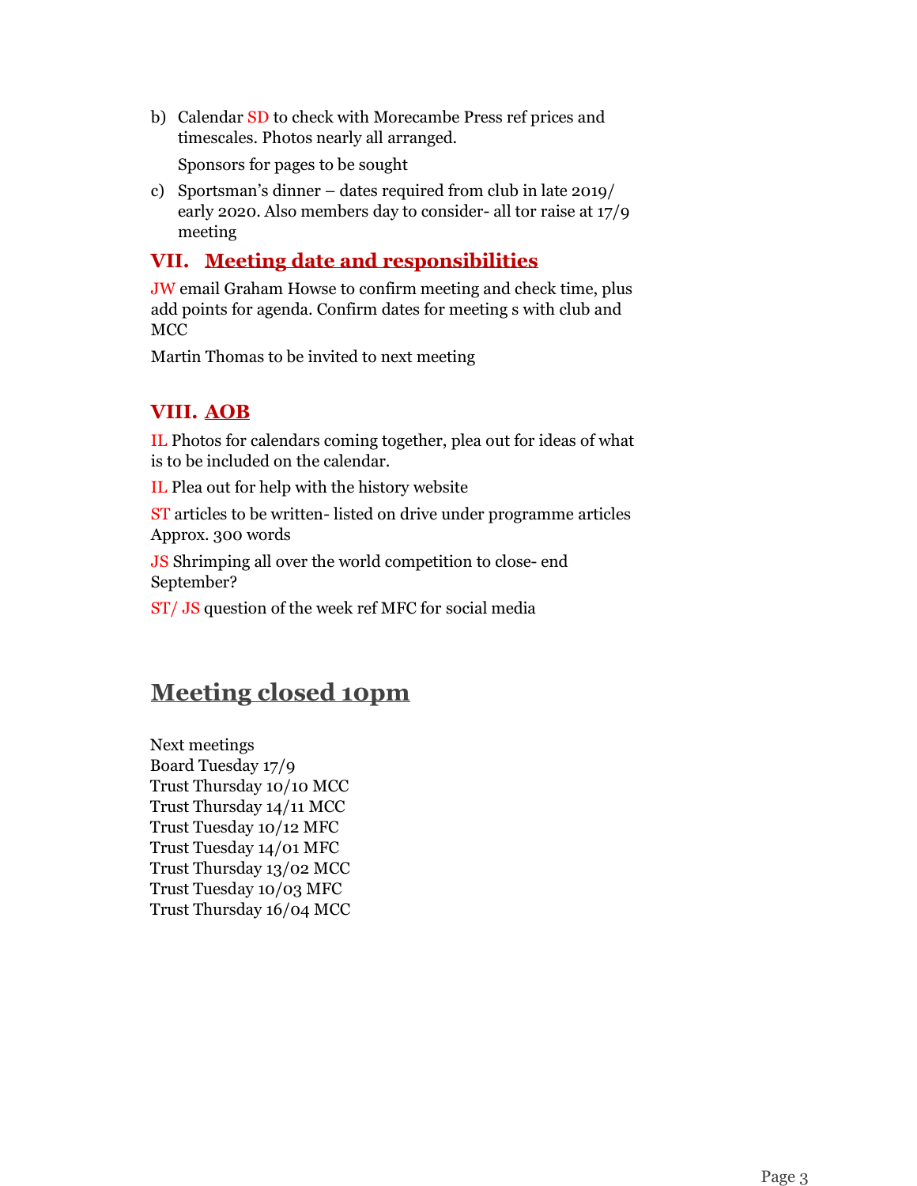b) Calendar SD to check with Morecambe Press ref prices and timescales. Photos nearly all arranged.

   Sponsors for pages to be sought

c) Sportsman's dinner – dates required from club in late 2019/ early 2020. Also members day to consider- all tor raise at 17/9 meeting

## VII. Meeting date and responsibilities

JW email Graham Howse to confirm meeting and check time, plus add points for agenda. Confirm dates for meeting s with club and MCC

Martin Thomas to be invited to next meeting

## VIII. AOB

IL Photos for calendars coming together, plea out for ideas of what is to be included on the calendar.

IL Plea out for help with the history website

ST articles to be written- listed on drive under programme articles Approx. 300 words

JS Shrimping all over the world competition to close- end September?

ST/ JS question of the week ref MFC for social media

## Meeting closed 10pm

Next meetings
Board Tuesday 17/9
Trust Thursday 10/10 MCC
Trust Thursday 14/11 MCC
Trust Tuesday 10/12 MFC
Trust Tuesday 14/01 MFC
Trust Thursday 13/02 MCC
Trust Tuesday 10/03 MFC
Trust Thursday 16/04 MCC